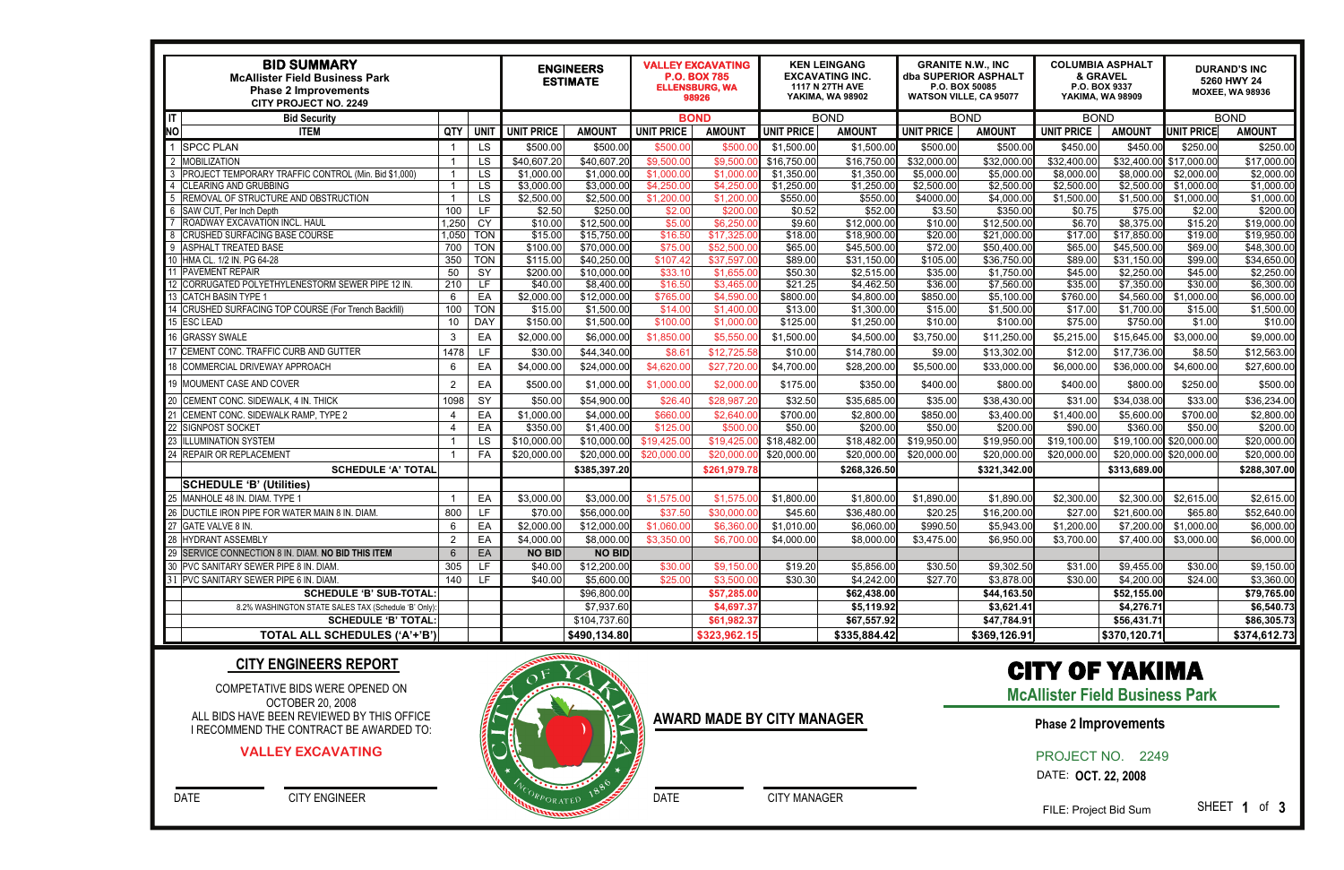# BID SUMMARY

**McAllister Field Business Park**
**Phase 2 Improvements**
**CITY PROJECT NO. 2249**

| IT NO | ITEM | QTY | UNIT | ENGINEERS ESTIMATE UNIT PRICE | ENGINEERS ESTIMATE AMOUNT | VALLEY EXCAVATING P.O. BOX 785 ELLENSBURG, WA 98926 UNIT PRICE | VALLEY EXCAVATING AMOUNT | KEN LEINGANG EXCAVATING INC. 1117 N 27TH AVE YAKIMA, WA 98902 UNIT PRICE | KEN LEINGANG AMOUNT | GRANITE N.W., INC dba SUPERIOR ASPHALT P.O. BOX 50085 WATSON VILLE, CA 95077 UNIT PRICE | GRANITE N.W. AMOUNT | COLUMBIA ASPHALT & GRAVEL P.O. BOX 9337 YAKIMA, WA 98909 UNIT PRICE | COLUMBIA ASPHALT AMOUNT | DURAND'S INC 5260 HWY 24 MOXEE, WA 98936 UNIT PRICE | DURAND'S AMOUNT |
|---|---|---|---|---|---|---|---|---|---|---|---|---|---|---|---|
| | Bid Security | | | | | | BOND | | BOND | | BOND | | BOND | | BOND |
| 1 | SPCC PLAN | 1 | LS | $500.00 | $500.00 | $500.00 | $500.00 | $1,500.00 | $1,500.00 | $500.00 | $500.00 | $450.00 | $450.00 | $250.00 | $250.00 |
| 2 | MOBILIZATION | 1 | LS | $40,607.20 | $40,607.20 | $9,500.00 | $9,500.00 | $16,750.00 | $16,750.00 | $32,000.00 | $32,000.00 | $32,400.00 | $32,400.00 | $17,000.00 | $17,000.00 |
| 3 | PROJECT TEMPORARY TRAFFIC CONTROL (Min. Bid $1,000) | 1 | LS | $1,000.00 | $1,000.00 | $1,000.00 | $1,000.00 | $1,350.00 | $1,350.00 | $5,000.00 | $5,000.00 | $8,000.00 | $8,000.00 | $2,000.00 | $2,000.00 |
| 4 | CLEARING AND GRUBBING | 1 | LS | $3,000.00 | $3,000.00 | $4,250.00 | $4,250.00 | $1,250.00 | $1,250.00 | $2,500.00 | $2,500.00 | $2,500.00 | $2,500.00 | $1,000.00 | $1,000.00 |
| 5 | REMOVAL OF STRUCTURE AND OBSTRUCTION | 1 | LS | $2,500.00 | $2,500.00 | $1,200.00 | $1,200.00 | $550.00 | $550.00 | $4000.00 | $4,000.00 | $1,500.00 | $1,500.00 | $1,000.00 | $1,000.00 |
| 6 | SAW CUT, Per Inch Depth | 100 | LF | $2.50 | $250.00 | $2.00 | $200.00 | $0.52 | $52.00 | $3.50 | $350.00 | $0.75 | $75.00 | $2.00 | $200.00 |
| 7 | ROADWAY EXCAVATION INCL. HAUL | 1,250 | CY | $10.00 | $12,500.00 | $5.00 | $6,250.00 | $9.60 | $12,000.00 | $10.00 | $12,500.00 | $6.70 | $8,375.00 | $15.20 | $19,000.00 |
| 8 | CRUSHED SURFACING BASE COURSE | 1,050 | TON | $15.00 | $15,750.00 | $16.50 | $17,325.00 | $18.00 | $18,900.00 | $20.00 | $21,000.00 | $17.00 | $17,850.00 | $19.00 | $19,950.00 |
| 9 | ASPHALT TREATED BASE | 700 | TON | $100.00 | $70,000.00 | $75.00 | $52,500.00 | $65.00 | $45,500.00 | $72.00 | $50,400.00 | $65.00 | $45,500.00 | $69.00 | $48,300.00 |
| 10 | HMA CL. 1/2 IN. PG 64-28 | 350 | TON | $115.00 | $40,250.00 | $107.42 | $37,597.00 | $89.00 | $31,150.00 | $105.00 | $36,750.00 | $89.00 | $31,150.00 | $99.00 | $34,650.00 |
| 11 | PAVEMENT REPAIR | 50 | SY | $200.00 | $10,000.00 | $33.10 | $1,655.00 | $50.30 | $2,515.00 | $35.00 | $1,750.00 | $45.00 | $2,250.00 | $45.00 | $2,250.00 |
| 12 | CORRUGATED POLYETHYLENESTORM SEWER PIPE 12 IN. | 210 | LF | $40.00 | $8,400.00 | $16.50 | $3,465.00 | $21.25 | $4,462.50 | $36.00 | $7,560.00 | $35.00 | $7,350.00 | $30.00 | $6,300.00 |
| 13 | CATCH BASIN TYPE 1 | 6 | EA | $2,000.00 | $12,000.00 | $765.00 | $4,590.00 | $800.00 | $4,800.00 | $850.00 | $5,100.00 | $760.00 | $4,560.00 | $1,000.00 | $6,000.00 |
| 14 | CRUSHED SURFACING TOP COURSE (For Trench Backfill) | 100 | TON | $15.00 | $1,500.00 | $14.00 | $1,400.00 | $13.00 | $1,300.00 | $15.00 | $1,500.00 | $17.00 | $1,700.00 | $15.00 | $1,500.00 |
| 15 | ESC LEAD | 10 | DAY | $150.00 | $1,500.00 | $100.00 | $1,000.00 | $125.00 | $1,250.00 | $10.00 | $100.00 | $75.00 | $750.00 | $1.00 | $10.00 |
| 16 | GRASSY SWALE | 3 | EA | $2,000.00 | $6,000.00 | $1,850.00 | $5,550.00 | $1,500.00 | $4,500.00 | $3,750.00 | $11,250.00 | $5,215.00 | $15,645.00 | $3,000.00 | $9,000.00 |
| 17 | CEMENT CONC. TRAFFIC CURB AND GUTTER | 1478 | LF | $30.00 | $44,340.00 | $8.61 | $12,725.58 | $10.00 | $14,780.00 | $9.00 | $13,302.00 | $12.00 | $17,736.00 | $8.50 | $12,563.00 |
| 18 | COMMERCIAL DRIVEWAY APPROACH | 6 | EA | $4,000.00 | $24,000.00 | $4,620.00 | $27,720.00 | $4,700.00 | $28,200.00 | $5,500.00 | $33,000.00 | $6,000.00 | $36,000.00 | $4,600.00 | $27,600.00 |
| 19 | MOUMENT CASE AND COVER | 2 | EA | $500.00 | $1,000.00 | $1,000.00 | $2,000.00 | $175.00 | $350.00 | $400.00 | $800.00 | $400.00 | $800.00 | $250.00 | $500.00 |
| 20 | CEMENT CONC. SIDEWALK, 4 IN. THICK | 1098 | SY | $50.00 | $54,900.00 | $26.40 | $28,987.20 | $32.50 | $35,685.00 | $35.00 | $38,430.00 | $31.00 | $34,038.00 | $33.00 | $36,234.00 |
| 21 | CEMENT CONC. SIDEWALK RAMP, TYPE 2 | 4 | EA | $1,000.00 | $4,000.00 | $660.00 | $2,640.00 | $700.00 | $2,800.00 | $850.00 | $3,400.00 | $1,400.00 | $5,600.00 | $700.00 | $2,800.00 |
| 22 | SIGNPOST SOCKET | 4 | EA | $350.00 | $1,400.00 | $125.00 | $500.00 | $50.00 | $200.00 | $50.00 | $200.00 | $90.00 | $360.00 | $50.00 | $200.00 |
| 23 | ILLUMINATION SYSTEM | 1 | LS | $10,000.00 | $10,000.00 | $19,425.00 | $19,425.00 | $18,482.00 | $18,482.00 | $19,950.00 | $19,950.00 | $19,100.00 | $19,100.00 | $20,000.00 | $20,000.00 |
| 24 | REPAIR OR REPLACEMENT | 1 | FA | $20,000.00 | $20,000.00 | $20,000.00 | $20,000.00 | $20,000.00 | $20,000.00 | $20,000.00 | $20,000.00 | $20,000.00 | $20,000.00 | $20,000.00 | $20,000.00 |
| | **SCHEDULE 'A' TOTAL** | | | | **$385,397.20** | | **$261,979.78** | | **$268,326.50** | | **$321,342.00** | | **$313,689.00** | | **$288,307.00** |
| | **SCHEDULE 'B' (Utilities)** | | | | | | | | | | | | | | |
| 25 | MANHOLE 48 IN. DIAM. TYPE 1 | 1 | EA | $3,000.00 | $3,000.00 | $1,575.00 | $1,575.00 | $1,800.00 | $1,800.00 | $1,890.00 | $1,890.00 | $2,300.00 | $2,300.00 | $2,615.00 | $2,615.00 |
| 26 | DUCTILE IRON PIPE FOR WATER MAIN 8 IN. DIAM. | 800 | LF | $70.00 | $56,000.00 | $37.50 | $30,000.00 | $45.60 | $36,480.00 | $20.25 | $16,200.00 | $27.00 | $21,600.00 | $65.80 | $52,640.00 |
| 27 | GATE VALVE 8 IN. | 6 | EA | $2,000.00 | $12,000.00 | $1,060.00 | $6,360.00 | $1,010.00 | $6,060.00 | $990.50 | $5,943.00 | $1,200.00 | $7,200.00 | $1,000.00 | $6,000.00 |
| 28 | HYDRANT ASSEMBLY | 2 | EA | $4,000.00 | $8,000.00 | $3,350.00 | $6,700.00 | $4,000.00 | $8,000.00 | $3,475.00 | $6,950.00 | $3,700.00 | $7,400.00 | $3,000.00 | $6,000.00 |
| 29 | SERVICE CONNECTION 8 IN. DIAM. **NO BID THIS ITEM** | 6 | EA | **NO BID** | **NO BID** | | | | | | | | | | |
| 30 | PVC SANITARY SEWER PIPE 8 IN. DIAM. | 305 | LF | $40.00 | $12,200.00 | $30.00 | $9,150.00 | $19.20 | $5,856.00 | $30.50 | $9,302.50 | $31.00 | $9,455.00 | $30.00 | $9,150.00 |
| 31 | PVC SANITARY SEWER PIPE 6 IN. DIAM. | 140 | LF | $40.00 | $5,600.00 | $25.00 | $3,500.00 | $30.30 | $4,242.00 | $27.70 | $3,878.00 | $30.00 | $4,200.00 | $24.00 | $3,360.00 |
| | **SCHEDULE 'B' SUB-TOTAL:** | | | | $96,800.00 | | **$57,285.00** | | **$62,438.00** | | **$44,163.50** | | **$52,155.00** | | **$79,765.00** |
| | 8.2% WASHINGTON STATE SALES TAX (Schedule 'B' Only): | | | | $7,937.60 | | **$4,697.37** | | **$5,119.92** | | **$3,621.41** | | **$4,276.71** | | **$6,540.73** |
| | **SCHEDULE 'B' TOTAL:** | | | | $104,737.60 | | **$61,982.37** | | **$67,557.92** | | **$47,784.91** | | **$56,431.71** | | **$86,305.73** |
| | **TOTAL ALL SCHEDULES ('A'+'B')** | | | | **$490,134.80** | | **$323,962.15** | | **$335,884.42** | | **$369,126.91** | | **$370,120.71** | | **$374,612.73** |

## CITY ENGINEERS REPORT

COMPETATIVE BIDS WERE OPENED ON OCTOBER 20, 2008
ALL BIDS HAVE BEEN REVIEWED BY THIS OFFICE
I RECOMMEND THE CONTRACT BE AWARDED TO:

**VALLEY EXCAVATING**

DATE ____________ CITY ENGINEER ____________

CITY OF YAKIMA INCORPORATED 1886

**AWARD MADE BY CITY MANAGER**

DATE ____________ CITY MANAGER ____________

# CITY OF YAKIMA

**McAllister Field Business Park**

**Phase 2 Improvements**

PROJECT NO. 2249

DATE: **OCT. 22, 2008**

FILE: Project Bid Sum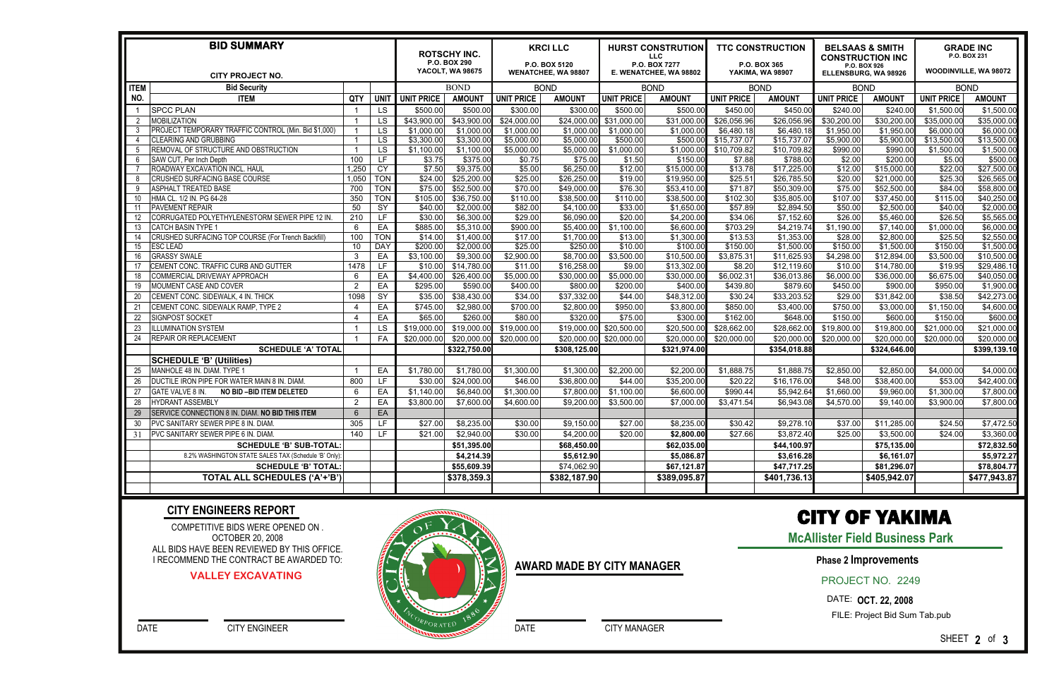# BID SUMMARY

CITY PROJECT NO.

| ITEM NO. | Bid Security / ITEM | QTY | UNIT | ROTSCHY INC. P.O. BOX 290 YACOLT, WA 98675 UNIT PRICE (BOND) | AMOUNT | KRCI LLC P.O. BOX 5120 WENATCHEE, WA 98807 UNIT PRICE (BOND) | AMOUNT | HURST CONSTRUTION LLC P.O. BOX 7277 E. WENATCHEE, WA 98802 UNIT PRICE (BOND) | AMOUNT | TTC CONSTRUCTION P.O. BOX 365 YAKIMA, WA 98907 UNIT PRICE (BOND) | AMOUNT | BELSAAS & SMITH CONSTRUCTION INC P.O. BOX 926 ELLENSBURG, WA 98926 UNIT PRICE (BOND) | AMOUNT | GRADE INC P.O. BOX 231 WOODINVILLE, WA 98072 UNIT PRICE (BOND) | AMOUNT |
|---|---|---|---|---|---|---|---|---|---|---|---|---|---|---|---|
| 1 | SPCC PLAN | 1 | LS | $500.00 | $500.00 | $300.00 | $300.00 | $500.00 | $500.00 | $450.00 | $450.00 | $240.00 | $240.00 | $1,500.00 | $1,500.00 |
| 2 | MOBILIZATION | 1 | LS | $43,900.00 | $43,900.00 | $24,000.00 | $24,000.00 | $31,000.00 | $31,000.00 | $26,056.96 | $26,056.96 | $30,200.00 | $30,200.00 | $35,000.00 | $35,000.00 |
| 3 | PROJECT TEMPORARY TRAFFIC CONTROL (Min. Bid $1,000) | 1 | LS | $1,000.00 | $1,000.00 | $1,000.00 | $1,000.00 | $1,000.00 | $1,000.00 | $6,480.18 | $6,480.18 | $1,950.00 | $1,950.00 | $6,000.00 | $6,000.00 |
| 4 | CLEARING AND GRUBBING | 1 | LS | $3,300.00 | $3,300.00 | $5,000.00 | $5,000.00 | $500.00 | $500.00 | $15,737.07 | $15,737.07 | $5,900.00 | $5,900.00 | $13,500.00 | $13,500.00 |
| 5 | REMOVAL OF STRUCTURE AND OBSTRUCTION | 1 | LS | $1,100.00 | $1,100.00 | $5,000.00 | $5,000.00 | $1,000.00 | $1,000.00 | $10,709.82 | $10,709.82 | $990.00 | $990.00 | $1,500.00 | $1,500.00 |
| 6 | SAW CUT, Per Inch Depth | 100 | LF | $3.75 | $375.00 | $0.75 | $75.00 | $1.50 | $150.00 | $7.88 | $788.00 | $2.00 | $200.00 | $5.00 | $500.00 |
| 7 | ROADWAY EXCAVATION INCL. HAUL | 1,250 | CY | $7.50 | $9,375.00 | $5.00 | $6,250.00 | $12.00 | $15,000.00 | $13.78 | $17,225.00 | $12.00 | $15,000.00 | $22.00 | $27,500.00 |
| 8 | CRUSHED SURFACING BASE COURSE | 1,050 | TON | $24.00 | $25,200.00 | $25.00 | $26,250.00 | $19.00 | $19,950.00 | $25.51 | $26,785.50 | $20.00 | $21,000.00 | $25.30 | $26,565.00 |
| 9 | ASPHALT TREATED BASE | 700 | TON | $75.00 | $52,500.00 | $70.00 | $49,000.00 | $76.30 | $53,410.00 | $71.87 | $50,309.00 | $75.00 | $52,500.00 | $84.00 | $58,800.00 |
| 10 | HMA CL. 1/2 IN. PG 64-28 | 350 | TON | $105.00 | $36,750.00 | $110.00 | $38,500.00 | $110.00 | $38,500.00 | $102.30 | $35,805.00 | $107.00 | $37,450.00 | $115.00 | $40,250.00 |
| 11 | PAVEMENT REPAIR | 50 | SY | $40.00 | $2,000.00 | $82.00 | $4,100.00 | $33.00 | $1,650.00 | $57.89 | $2,894.50 | $50.00 | $2,500.00 | $40.00 | $2,000.00 |
| 12 | CORRUGATED POLYETHYLENESTORM SEWER PIPE 12 IN. | 210 | LF | $30.00 | $6,300.00 | $29.00 | $6,090.00 | $20.00 | $4,200.00 | $34.06 | $7,152.60 | $26.00 | $5,460.00 | $26.50 | $5,565.00 |
| 13 | CATCH BASIN TYPE 1 | 6 | EA | $885.00 | $5,310.00 | $900.00 | $5,400.00 | $1,100.00 | $6,600.00 | $703.29 | $4,219.74 | $1,190.00 | $7,140.00 | $1,000.00 | $6,000.00 |
| 14 | CRUSHED SURFACING TOP COURSE (For Trench Backfill) | 100 | TON | $14.00 | $1,400.00 | $17.00 | $1,700.00 | $13.00 | $1,300.00 | $13.53 | $1,353.00 | $28.00 | $2,800.00 | $25.50 | $2,550.00 |
| 15 | ESC LEAD | 10 | DAY | $200.00 | $2,000.00 | $25.00 | $250.00 | $10.00 | $100.00 | $150.00 | $1,500.00 | $150.00 | $1,500.00 | $150.00 | $1,500.00 |
| 16 | GRASSY SWALE | 3 | EA | $3,100.00 | $9,300.00 | $2,900.00 | $8,700.00 | $3,500.00 | $10,500.00 | $3,875.31 | $11,625.93 | $4,298.00 | $12,894.00 | $3,500.00 | $10,500.00 |
| 17 | CEMENT CONC. TRAFFIC CURB AND GUTTER | 1478 | LF | $10.00 | $14,780.00 | $11.00 | $16,258.00 | $9.00 | $13,302.00 | $8.20 | $12,119.60 | $10.00 | $14,780.00 | $19.95 | $29,486.10 |
| 18 | COMMERCIAL DRIVEWAY APPROACH | 6 | EA | $4,400.00 | $26,400.00 | $5,000.00 | $30,000.00 | $5,000.00 | $30,000.00 | $6,002.31 | $36,013.86 | $6,000.00 | $36,000.00 | $6,675.00 | $40,050.00 |
| 19 | MOUMENT CASE AND COVER | 2 | EA | $295.00 | $590.00 | $400.00 | $800.00 | $200.00 | $400.00 | $439.80 | $879.60 | $450.00 | $900.00 | $950.00 | $1,900.00 |
| 20 | CEMENT CONC. SIDEWALK, 4 IN. THICK | 1098 | SY | $35.00 | $38,430.00 | $34.00 | $37,332.00 | $44.00 | $48,312.00 | $30.24 | $33,203.52 | $29.00 | $31,842.00 | $38.50 | $42,273.00 |
| 21 | CEMENT CONC. SIDEWALK RAMP, TYPE 2 | 4 | EA | $745.00 | $2,980.00 | $700.00 | $2,800.00 | $950.00 | $3,800.00 | $850.00 | $3,400.00 | $750.00 | $3,000.00 | $1,150.00 | $4,600.00 |
| 22 | SIGNPOST SOCKET | 4 | EA | $65.00 | $260.00 | $80.00 | $320.00 | $75.00 | $300.00 | $162.00 | $648.00 | $150.00 | $600.00 | $150.00 | $600.00 |
| 23 | ILLUMINATION SYSTEM | 1 | LS | $19,000.00 | $19,000.00 | $19,000.00 | $19,000.00 | $20,500.00 | $20,500.00 | $28,662.00 | $28,662.00 | $19,800.00 | $19,800.00 | $21,000.00 | $21,000.00 |
| 24 | REPAIR OR REPLACEMENT | 1 | FA | $20,000.00 | $20,000.00 | $20,000.00 | $20,000.00 | $20,000.00 | $20,000.00 | $20,000.00 | $20,000.00 | $20,000.00 | $20,000.00 | $20,000.00 | $20,000.00 |
| | **SCHEDULE 'A' TOTAL** | | | | **$322,750.00** | | **$308,125.00** | | **$321,974.00** | | **$354,018.88** | | **$324,646.00** | | **$399,139.10** |
| | **SCHEDULE 'B' (Utilities)** | | | | | | | | | | | | | | |
| 25 | MANHOLE 48 IN. DIAM. TYPE 1 | 1 | EA | $1,780.00 | $1,780.00 | $1,300.00 | $1,300.00 | $2,200.00 | $2,200.00 | $1,888.75 | $1,888.75 | $2,850.00 | $2,850.00 | $4,000.00 | $4,000.00 |
| 26 | DUCTILE IRON PIPE FOR WATER MAIN 8 IN. DIAM. | 800 | LF | $30.00 | $24,000.00 | $46.00 | $36,800.00 | $44.00 | $35,200.00 | $20.22 | $16,176.00 | $48.00 | $38,400.00 | $53.00 | $42,400.00 |
| 27 | GATE VALVE 8 IN. **NO BID –BID ITEM DELETED** | 6 | EA | $1,140.00 | $6,840.00 | $1,300.00 | $7,800.00 | $1,100.00 | $6,600.00 | $990.44 | $5,942.64 | $1,660.00 | $9,960.00 | $1,300.00 | $7,800.00 |
| 28 | HYDRANT ASSEMBLY | 2 | EA | $3,800.00 | $7,600.00 | $4,600.00 | $9,200.00 | $3,500.00 | $7,000.00 | $3,471.54 | $6,943.08 | $4,570.00 | $9,140.00 | $3,900.00 | $7,800.00 |
| 29 | SERVICE CONNECTION 8 IN. DIAM. **NO BID THIS ITEM** | 6 | EA | | | | | | | | | | | | |
| 30 | PVC SANITARY SEWER PIPE 8 IN. DIAM. | 305 | LF | $27.00 | $8,235.00 | $30.00 | $9,150.00 | $27.00 | $8,235.00 | $30.42 | $9,278.10 | $37.00 | $11,285.00 | $24.50 | $7,472.50 |
| 31 | PVC SANITARY SEWER PIPE 6 IN. DIAM. | 140 | LF | $21.00 | $2,940.00 | $30.00 | $4,200.00 | $20.00 | **$2,800.00** | $27.66 | $3,872.40 | $25.00 | $3,500.00 | $24.00 | $3,360.00 |
| | **SCHEDULE 'B' SUB-TOTAL:** | | | | **$51,395.00** | | **$68,450.00** | | **$62,035.00** | | **$44,100.97** | | **$75,135.00** | | **$72,832.50** |
| | 8.2% WASHINGTON STATE SALES TAX (Schedule 'B' Only): | | | | **$4,214.39** | | **$5,612.90** | | **$5,086.87** | | **$3,616.28** | | **$6,161.07** | | **$5,972.27** |
| | **SCHEDULE 'B' TOTAL:** | | | | **$55,609.39** | | $74,062.90 | | **$67,121.87** | | **$47,717.25** | | **$81,296.07** | | **$78,804.77** |
| | **TOTAL ALL SCHEDULES ('A'+'B')** | | | | **$378,359.3** | | **$382,187.90** | | **$389,095.87** | | **$401,736.13** | | **$405,942.07** | | **$477,943.87** |

## CITY ENGINEERS REPORT

COMPETITIVE BIDS WERE OPENED ON .
OCTOBER 20, 2008
ALL BIDS HAVE BEEN REVIEWED BY THIS OFFICE.
I RECOMMEND THE CONTRACT BE AWARDED TO:

**VALLEY EXCAVATING**

DATE    CITY ENGINEER

CITY OF YAKIMA INCORPORATED 1886

**AWARD MADE BY CITY MANAGER**

DATE    CITY MANAGER

# CITY OF YAKIMA

**McAllister Field Business Park**

**Phase 2 Improvements**

PROJECT NO. 2249

DATE: **OCT. 22, 2008**

FILE: Project Bid Sum Tab.pub

SHEET **2** of **3**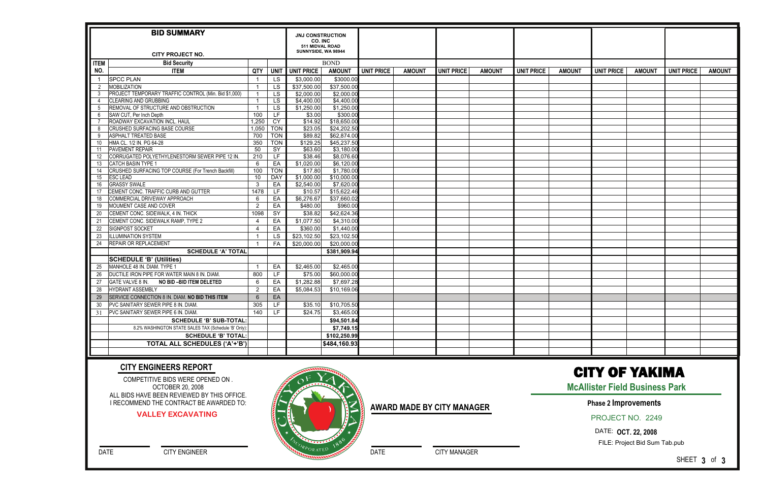# BID SUMMARY

CITY PROJECT NO.

| ITEM NO. | ITEM | QTY | UNIT | JNJ CONSTRUCTION CO. INC 511 MIDVAL ROAD SUNNYSIDE, WA 98944 UNIT PRICE | AMOUNT | UNIT PRICE | AMOUNT | UNIT PRICE | AMOUNT | UNIT PRICE | AMOUNT | UNIT PRICE | AMOUNT | UNIT PRICE | AMOUNT |
|---|---|---|---|---|---|---|---|---|---|---|---|---|---|---|---|
| | Bid Security | | | BOND | | | | | | | | | | | |
| 1 | SPCC PLAN | 1 | LS | $3,000.00 | $3000.00 | | | | | | | | | | |
| 2 | MOBILIZATION | 1 | LS | $37,500.00 | $37,500.00 | | | | | | | | | | |
| 3 | PROJECT TEMPORARY TRAFFIC CONTROL (Min. Bid $1,000) | 1 | LS | $2,000.00 | $2,000.00 | | | | | | | | | | |
| 4 | CLEARING AND GRUBBING | 1 | LS | $4,400.00 | $4,400.00 | | | | | | | | | | |
| 5 | REMOVAL OF STRUCTURE AND OBSTRUCTION | 1 | LS | $1,250.00 | $1,250.00 | | | | | | | | | | |
| 6 | SAW CUT, Per Inch Depth | 100 | LF | $3.00 | $300.00 | | | | | | | | | | |
| 7 | ROADWAY EXCAVATION INCL. HAUL | 1,250 | CY | $14.92 | $18,650.00 | | | | | | | | | | |
| 8 | CRUSHED SURFACING BASE COURSE | 1,050 | TON | $23.05 | $24,202.50 | | | | | | | | | | |
| 9 | ASPHALT TREATED BASE | 700 | TON | $89.82 | $62,874.00 | | | | | | | | | | |
| 10 | HMA CL. 1/2 IN. PG 64-28 | 350 | TON | $129.25 | $45,237.50 | | | | | | | | | | |
| 11 | PAVEMENT REPAIR | 50 | SY | $63.60 | $3,180.00 | | | | | | | | | | |
| 12 | CORRUGATED POLYETHYLENESTORM SEWER PIPE 12 IN. | 210 | LF | $38.46 | $8,076.60 | | | | | | | | | | |
| 13 | CATCH BASIN TYPE 1 | 6 | EA | $1,020.00 | $6,120.00 | | | | | | | | | | |
| 14 | CRUSHED SURFACING TOP COURSE (For Trench Backfill) | 100 | TON | $17.80 | $1,780.00 | | | | | | | | | | |
| 15 | ESC LEAD | 10 | DAY | $1,000.00 | $10,000.00 | | | | | | | | | | |
| 16 | GRASSY SWALE | 3 | EA | $2,540.00 | $7,620.00 | | | | | | | | | | |
| 17 | CEMENT CONC. TRAFFIC CURB AND GUTTER | 1478 | LF | $10.57 | $15,622.46 | | | | | | | | | | |
| 18 | COMMERCIAL DRIVEWAY APPROACH | 6 | EA | $6,276.67 | $37,660.02 | | | | | | | | | | |
| 19 | MOUMENT CASE AND COVER | 2 | EA | $480.00 | $960.00 | | | | | | | | | | |
| 20 | CEMENT CONC. SIDEWALK, 4 IN. THICK | 1098 | SY | $38.82 | $42,624.36 | | | | | | | | | | |
| 21 | CEMENT CONC. SIDEWALK RAMP, TYPE 2 | 4 | EA | $1,077.50 | $4,310.00 | | | | | | | | | | |
| 22 | SIGNPOST SOCKET | 4 | EA | $360.00 | $1,440.00 | | | | | | | | | | |
| 23 | ILLUMINATION SYSTEM | 1 | LS | $23,102.50 | $23,102.50 | | | | | | | | | | |
| 24 | REPAIR OR REPLACEMENT | 1 | FA | $20,000.00 | $20,000.00 | | | | | | | | | | |
| | **SCHEDULE 'A' TOTAL** | | | | **$381,909.94** | | | | | | | | | | |
| | **SCHEDULE 'B' (Utilities)** | | | | | | | | | | | | | | |
| 25 | MANHOLE 48 IN. DIAM. TYPE 1 | 1 | EA | $2,465.00 | $2,465.00 | | | | | | | | | | |
| 26 | DUCTILE IRON PIPE FOR WATER MAIN 8 IN. DIAM. | 800 | LF | $75.00 | $60,000.00 | | | | | | | | | | |
| 27 | GATE VALVE 8 IN. **NO BID –BID ITEM DELETED** | 6 | EA | $1,282.88 | $7,697.28 | | | | | | | | | | |
| 28 | HYDRANT ASSEMBLY | 2 | EA | $5,084.53 | $10,169.06 | | | | | | | | | | |
| 29 | SERVICE CONNECTION 8 IN. DIAM. **NO BID THIS ITEM** | 6 | EA | | | | | | | | | | | | |
| 30 | PVC SANITARY SEWER PIPE 8 IN. DIAM. | 305 | LF | $35.10 | $10,705.50 | | | | | | | | | | |
| 31 | PVC SANITARY SEWER PIPE 6 IN. DIAM. | 140 | LF | $24.75 | $3,465.00 | | | | | | | | | | |
| | **SCHEDULE 'B' SUB-TOTAL:** | | | | **$94,501.84** | | | | | | | | | | |
| | 8.2% WASHINGTON STATE SALES TAX (Schedule 'B' Only): | | | | **$7,749.15** | | | | | | | | | | |
| | **SCHEDULE 'B' TOTAL:** | | | | **$102,250.99** | | | | | | | | | | |
| | **TOTAL ALL SCHEDULES ('A'+'B')** | | | | **$484,160.93** | | | | | | | | | | |

## CITY ENGINEERS REPORT

COMPETITIVE BIDS WERE OPENED ON .
OCTOBER 20, 2008
ALL BIDS HAVE BEEN REVIEWED BY THIS OFFICE.
I RECOMMEND THE CONTRACT BE AWARDED TO:

**VALLEY EXCAVATING**

DATE ______ CITY ENGINEER ______

**AWARD MADE BY CITY MANAGER**

DATE ______ CITY MANAGER ______

# CITY OF YAKIMA

**McAllister Field Business Park**

**Phase 2 Improvements**

PROJECT NO. 2249

DATE: **OCT. 22, 2008**

FILE: Project Bid Sum Tab.pub